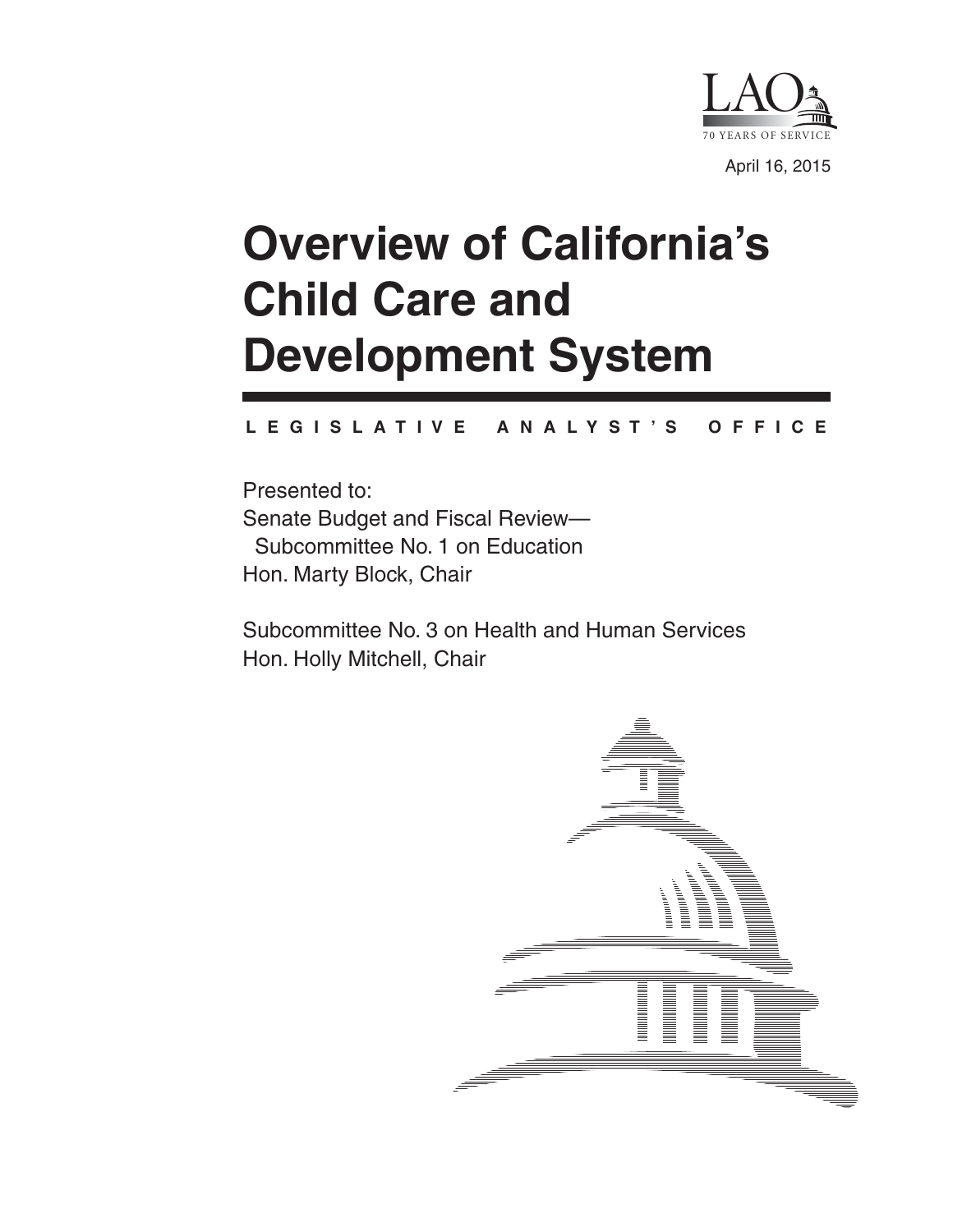LAO

70 YEARS OF SERVICE

April 16, 2015

# Overview of California's Child Care and Development System

LEGISLATIVE ANALYST'S OFFICE

Presented to:

Senate Budget and Fiscal Review—
Subcommittee No. 1 on Education
Hon. Marty Block, Chair

Subcommittee No. 3 on Health and Human Services
Hon. Holly Mitchell, Chair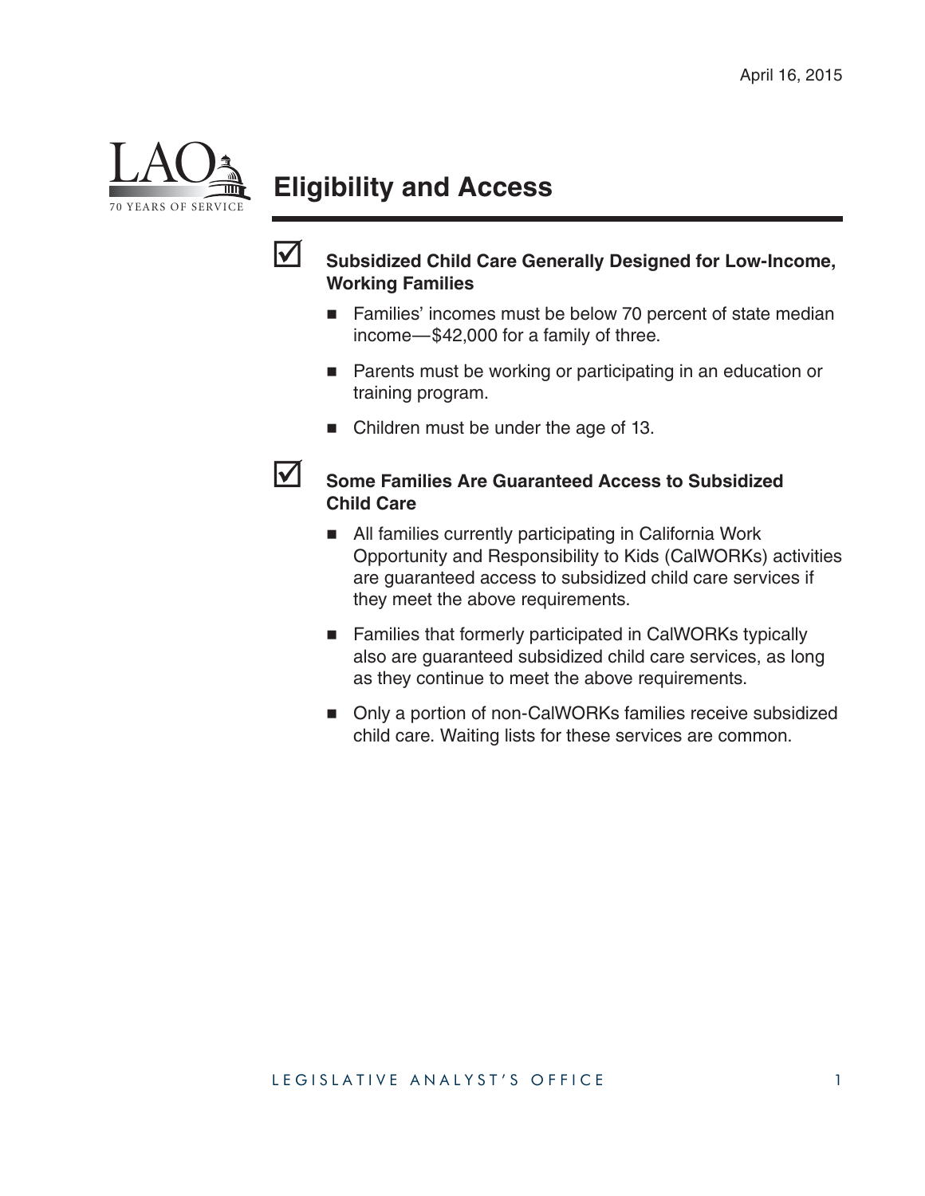# Eligibility and Access

## Subsidized Child Care Generally Designed for Low-Income, Working Families

- Families' incomes must be below 70 percent of state median income—$42,000 for a family of three.
- Parents must be working or participating in an education or training program.
- Children must be under the age of 13.

## Some Families Are Guaranteed Access to Subsidized Child Care

- All families currently participating in California Work Opportunity and Responsibility to Kids (CalWORKs) activities are guaranteed access to subsidized child care services if they meet the above requirements.
- Families that formerly participated in CalWORKs typically also are guaranteed subsidized child care services, as long as they continue to meet the above requirements.
- Only a portion of non-CalWORKs families receive subsidized child care. Waiting lists for these services are common.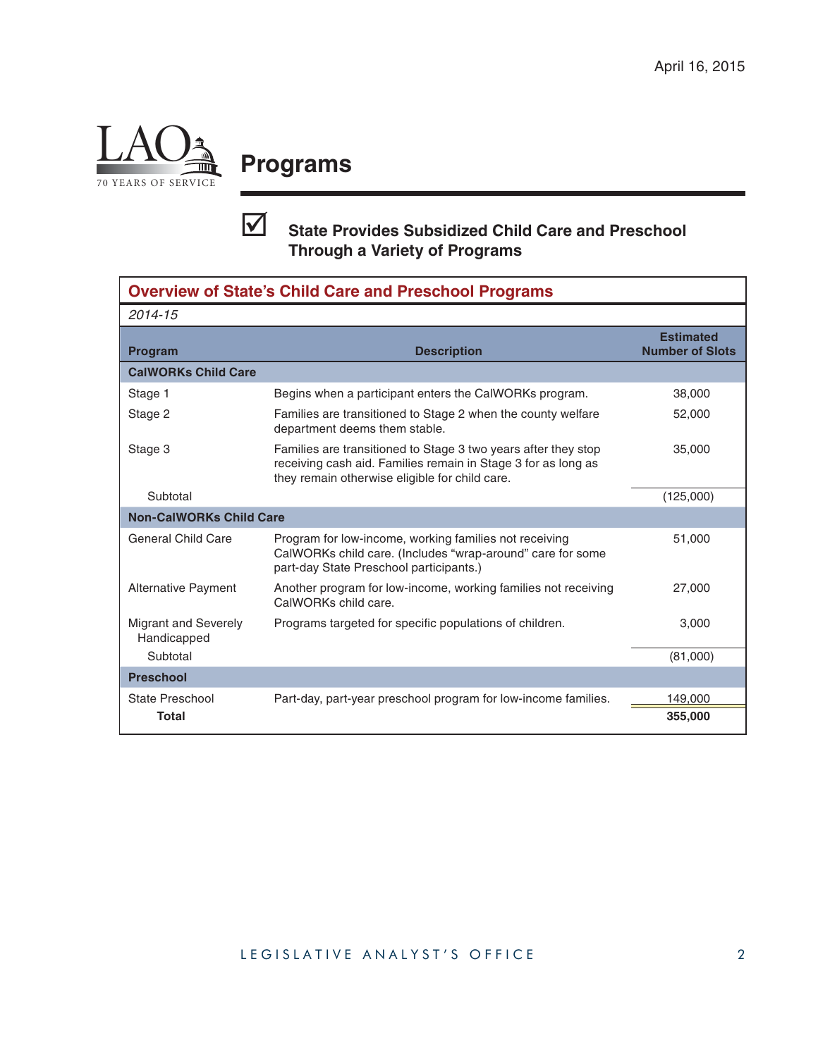April 16, 2015

# Programs

☑ **State Provides Subsidized Child Care and Preschool Through a Variety of Programs**

**Overview of State's Child Care and Preschool Programs**

*2014-15*

| Program | Description | Estimated Number of Slots |
|---|---|---|
| **CalWORKs Child Care** | | |
| Stage 1 | Begins when a participant enters the CalWORKs program. | 38,000 |
| Stage 2 | Families are transitioned to Stage 2 when the county welfare department deems them stable. | 52,000 |
| Stage 3 | Families are transitioned to Stage 3 two years after they stop receiving cash aid. Families remain in Stage 3 for as long as they remain otherwise eligible for child care. | 35,000 |
| Subtotal | | (125,000) |
| **Non-CalWORKs Child Care** | | |
| General Child Care | Program for low-income, working families not receiving CalWORKs child care. (Includes "wrap-around" care for some part-day State Preschool participants.) | 51,000 |
| Alternative Payment | Another program for low-income, working families not receiving CalWORKs child care. | 27,000 |
| Migrant and Severely Handicapped | Programs targeted for specific populations of children. | 3,000 |
| Subtotal | | (81,000) |
| **Preschool** | | |
| State Preschool | Part-day, part-year preschool program for low-income families. | 149,000 |
| **Total** | | **355,000** |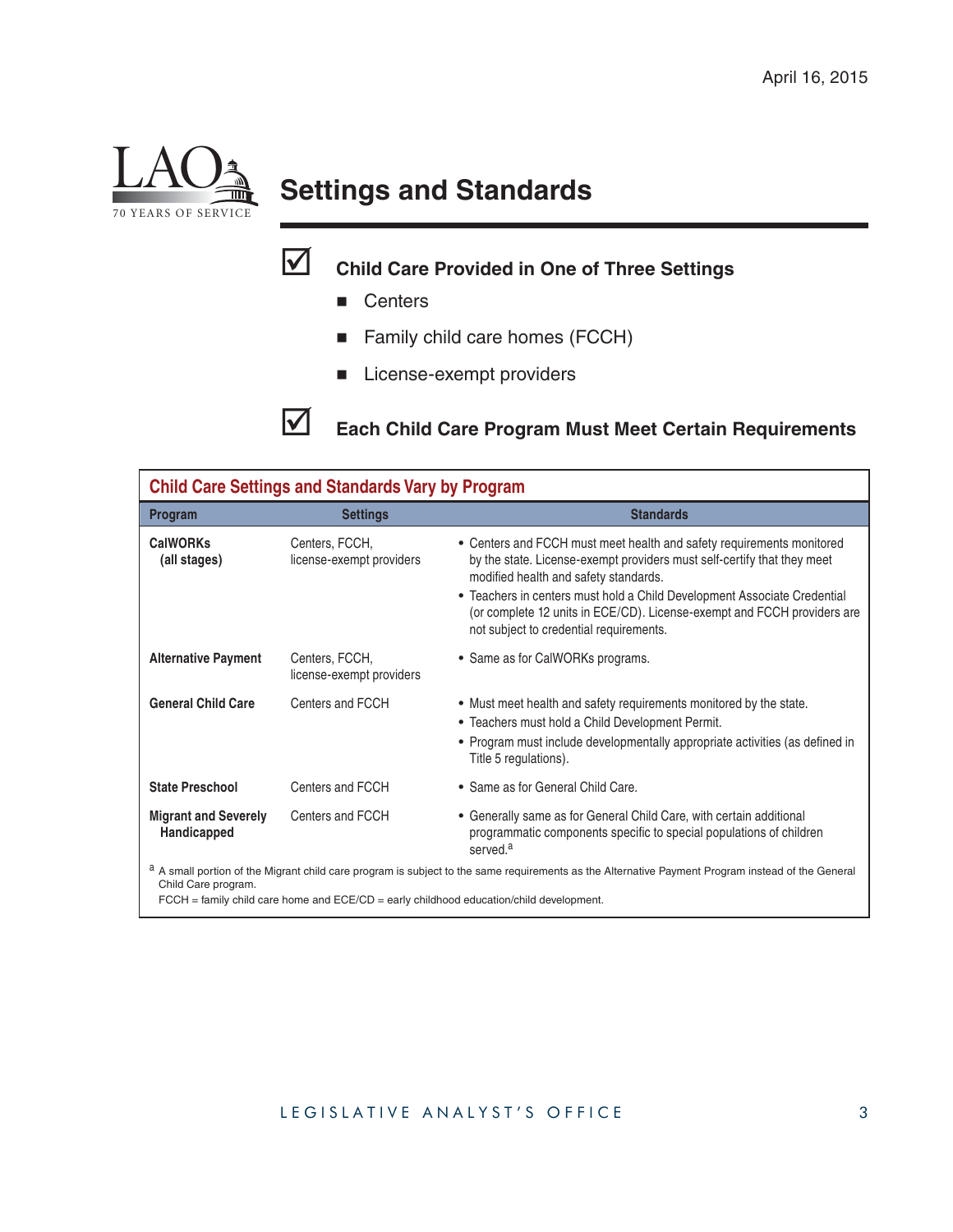# Settings and Standards

☑ **Child Care Provided in One of Three Settings**

- Centers
- Family child care homes (FCCH)
- License-exempt providers

☑ **Each Child Care Program Must Meet Certain Requirements**

**Child Care Settings and Standards Vary by Program**

| Program | Settings | Standards |
|---|---|---|
| **CalWORKs (all stages)** | Centers, FCCH, license-exempt providers | • Centers and FCCH must meet health and safety requirements monitored by the state. License-exempt providers must self-certify that they meet modified health and safety standards.<br>• Teachers in centers must hold a Child Development Associate Credential (or complete 12 units in ECE/CD). License-exempt and FCCH providers are not subject to credential requirements. |
| **Alternative Payment** | Centers, FCCH, license-exempt providers | • Same as for CalWORKs programs. |
| **General Child Care** | Centers and FCCH | • Must meet health and safety requirements monitored by the state.<br>• Teachers must hold a Child Development Permit.<br>• Program must include developmentally appropriate activities (as defined in Title 5 regulations). |
| **State Preschool** | Centers and FCCH | • Same as for General Child Care. |
| **Migrant and Severely Handicapped** | Centers and FCCH | • Generally same as for General Child Care, with certain additional programmatic components specific to special populations of children served.[a] |

[a] A small portion of the Migrant child care program is subject to the same requirements as the Alternative Payment Program instead of the General Child Care program.

FCCH = family child care home and ECE/CD = early childhood education/child development.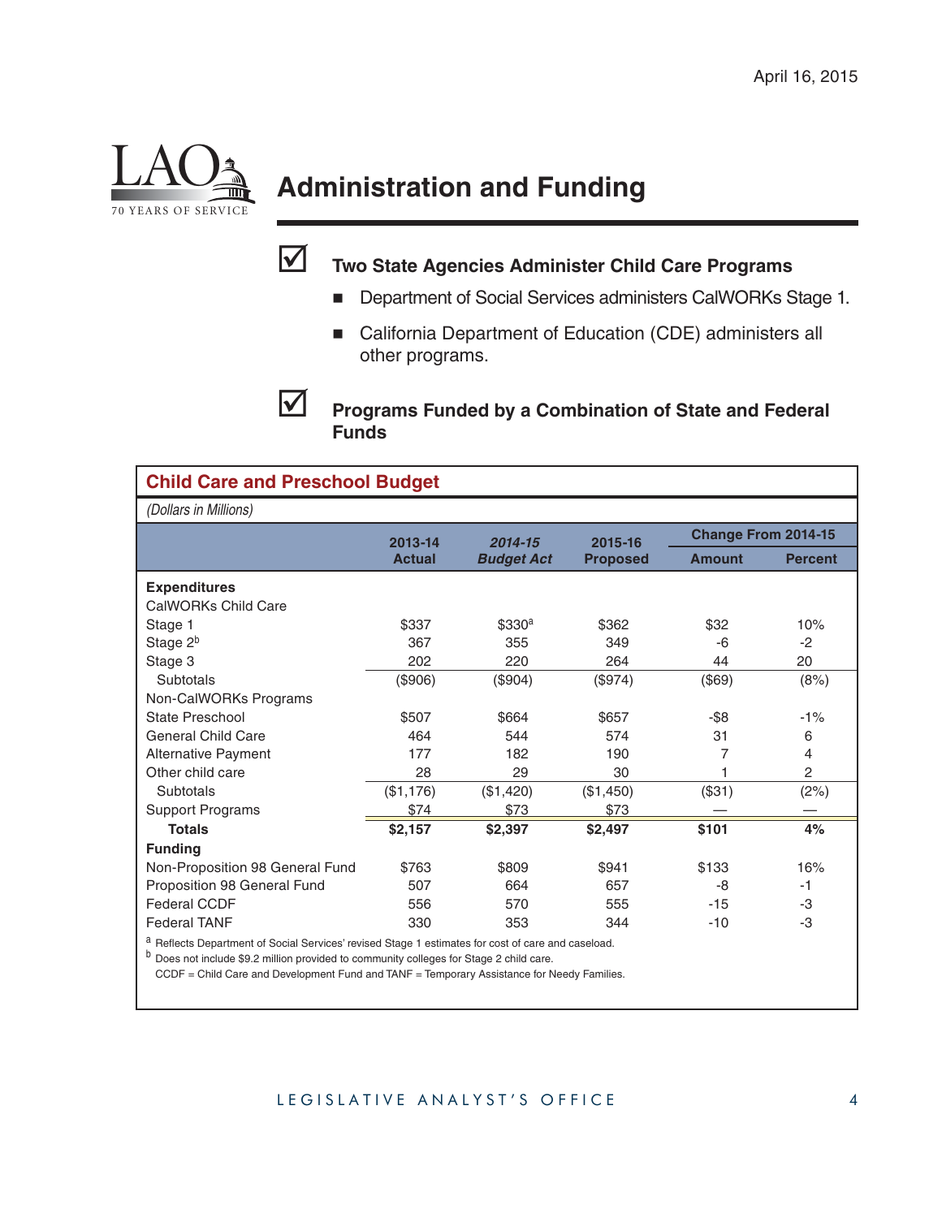April 16, 2015

# Administration and Funding

- **Two State Agencies Administer Child Care Programs**
  - Department of Social Services administers CalWORKs Stage 1.
  - California Department of Education (CDE) administers all other programs.

- **Programs Funded by a Combination of State and Federal Funds**

**Child Care and Preschool Budget**

*(Dollars in Millions)*

| | 2013-14 Actual | *2014-15 Budget Act* | 2015-16 Proposed | Change From 2014-15 | |
|---|---|---|---|---|---|
| | | | | Amount | Percent |
| **Expenditures** | | | | | |
| CalWORKs Child Care | | | | | |
| Stage 1 | $337 | $330[a] | $362 | $32 | 10% |
| Stage 2[b] | 367 | 355 | 349 | -6 | -2 |
| Stage 3 | 202 | 220 | 264 | 44 | 20 |
| Subtotals | ($906) | ($904) | ($974) | ($69) | (8%) |
| Non-CalWORKs Programs | | | | | |
| State Preschool | $507 | $664 | $657 | -$8 | -1% |
| General Child Care | 464 | 544 | 574 | 31 | 6 |
| Alternative Payment | 177 | 182 | 190 | 7 | 4 |
| Other child care | 28 | 29 | 30 | 1 | 2 |
| Subtotals | ($1,176) | ($1,420) | ($1,450) | ($31) | (2%) |
| Support Programs | $74 | $73 | $73 | — | — |
| **Totals** | **$2,157** | **$2,397** | **$2,497** | **$101** | **4%** |
| **Funding** | | | | | |
| Non-Proposition 98 General Fund | $763 | $809 | $941 | $133 | 16% |
| Proposition 98 General Fund | 507 | 664 | 657 | -8 | -1 |
| Federal CCDF | 556 | 570 | 555 | -15 | -3 |
| Federal TANF | 330 | 353 | 344 | -10 | -3 |

[a] Reflects Department of Social Services' revised Stage 1 estimates for cost of care and caseload.

[b] Does not include $9.2 million provided to community colleges for Stage 2 child care.

CCDF = Child Care and Development Fund and TANF = Temporary Assistance for Needy Families.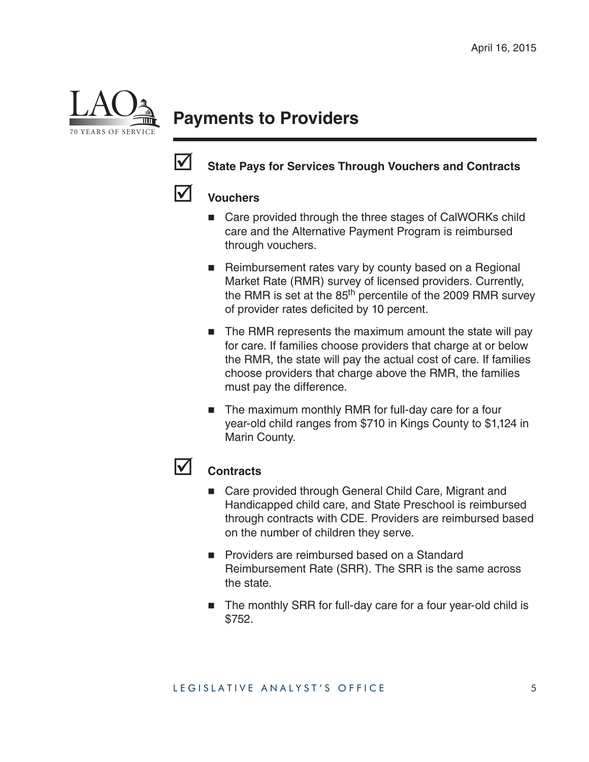## Payments to Providers

- ☑ **State Pays for Services Through Vouchers and Contracts**

- ☑ **Vouchers**
  - Care provided through the three stages of CalWORKs child care and the Alternative Payment Program is reimbursed through vouchers.
  - Reimbursement rates vary by county based on a Regional Market Rate (RMR) survey of licensed providers. Currently, the RMR is set at the $85^{th}$ percentile of the 2009 RMR survey of provider rates deficited by 10 percent.
  - The RMR represents the maximum amount the state will pay for care. If families choose providers that charge at or below the RMR, the state will pay the actual cost of care. If families choose providers that charge above the RMR, the families must pay the difference.
  - The maximum monthly RMR for full-day care for a four year-old child ranges from $710 in Kings County to $1,124 in Marin County.

- ☑ **Contracts**
  - Care provided through General Child Care, Migrant and Handicapped child care, and State Preschool is reimbursed through contracts with CDE. Providers are reimbursed based on the number of children they serve.
  - Providers are reimbursed based on a Standard Reimbursement Rate (SRR). The SRR is the same across the state.
  - The monthly SRR for full-day care for a four year-old child is $752.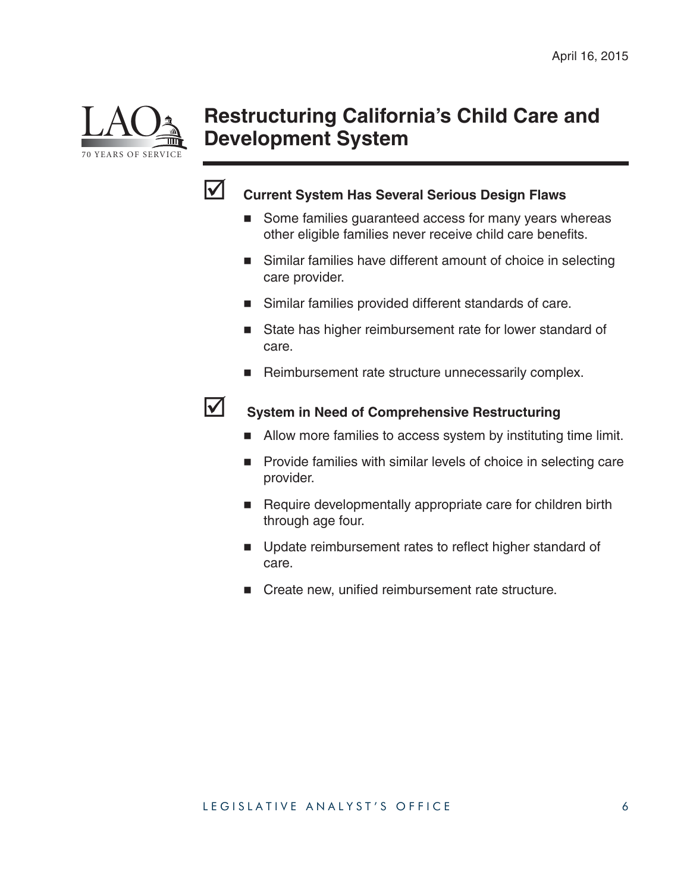# Restructuring California's Child Care and Development System

☑ **Current System Has Several Serious Design Flaws**

- Some families guaranteed access for many years whereas other eligible families never receive child care benefits.
- Similar families have different amount of choice in selecting care provider.
- Similar families provided different standards of care.
- State has higher reimbursement rate for lower standard of care.
- Reimbursement rate structure unnecessarily complex.

☑ **System in Need of Comprehensive Restructuring**

- Allow more families to access system by instituting time limit.
- Provide families with similar levels of choice in selecting care provider.
- Require developmentally appropriate care for children birth through age four.
- Update reimbursement rates to reflect higher standard of care.
- Create new, unified reimbursement rate structure.